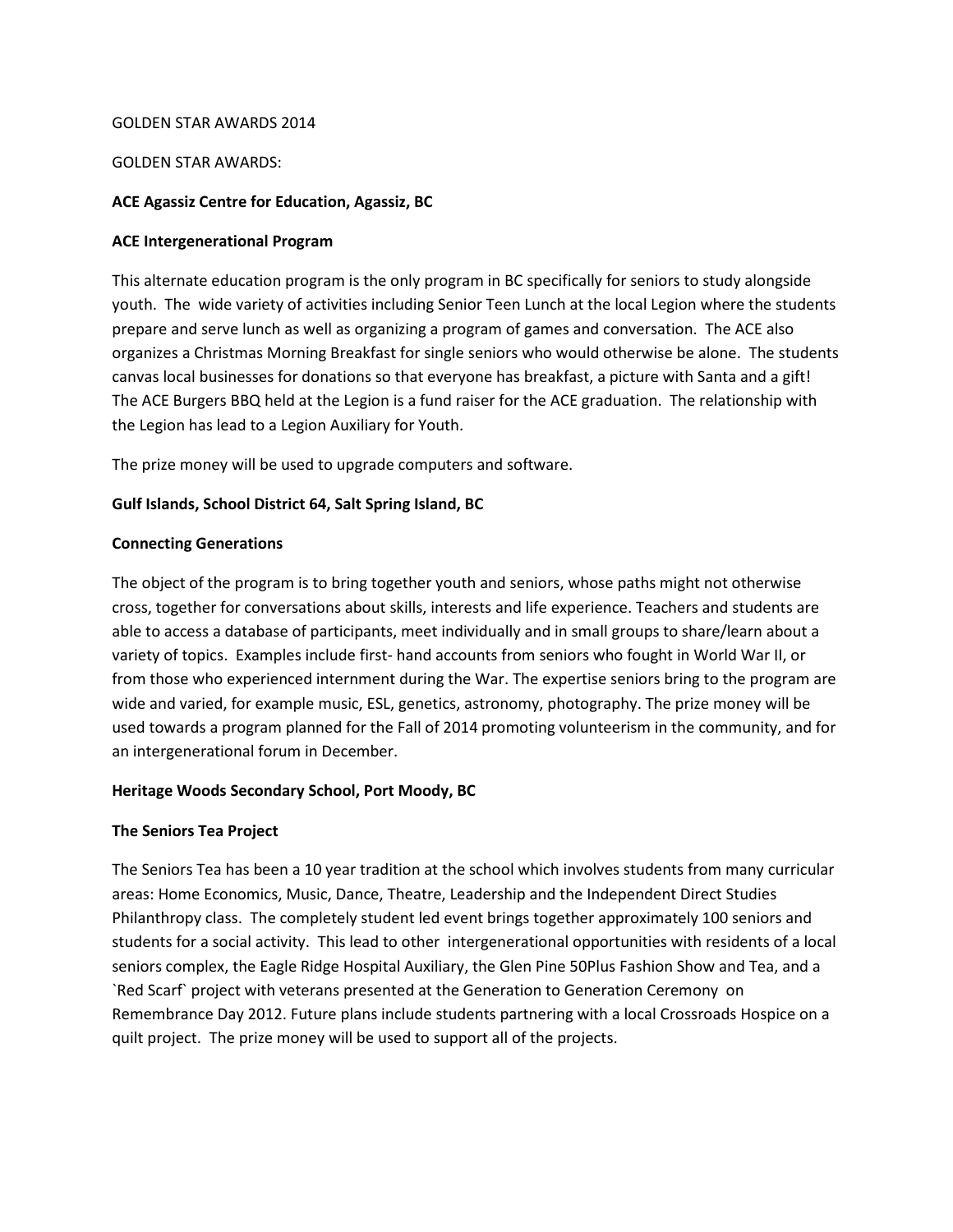GOLDEN STAR AWARDS 2014

GOLDEN STAR AWARDS:

**ACE Agassiz Centre for Education, Agassiz, BC**

**ACE Intergenerational Program**

This alternate education program is the only program in BC specifically for seniors to study alongside youth. The wide variety of activities including Senior Teen Lunch at the local Legion where the students prepare and serve lunch as well as organizing a program of games and conversation. The ACE also organizes a Christmas Morning Breakfast for single seniors who would otherwise be alone. The students canvas local businesses for donations so that everyone has breakfast, a picture with Santa and a gift! The ACE Burgers BBQ held at the Legion is a fund raiser for the ACE graduation. The relationship with the Legion has lead to a Legion Auxiliary for Youth.

The prize money will be used to upgrade computers and software.

**Gulf Islands, School District 64, Salt Spring Island, BC**

**Connecting Generations**

The object of the program is to bring together youth and seniors, whose paths might not otherwise cross, together for conversations about skills, interests and life experience. Teachers and students are able to access a database of participants, meet individually and in small groups to share/learn about a variety of topics. Examples include first- hand accounts from seniors who fought in World War II, or from those who experienced internment during the War. The expertise seniors bring to the program are wide and varied, for example music, ESL, genetics, astronomy, photography. The prize money will be used towards a program planned for the Fall of 2014 promoting volunteerism in the community, and for an intergenerational forum in December.

**Heritage Woods Secondary School, Port Moody, BC**

**The Seniors Tea Project**

The Seniors Tea has been a 10 year tradition at the school which involves students from many curricular areas: Home Economics, Music, Dance, Theatre, Leadership and the Independent Direct Studies Philanthropy class. The completely student led event brings together approximately 100 seniors and students for a social activity. This lead to other intergenerational opportunities with residents of a local seniors complex, the Eagle Ridge Hospital Auxiliary, the Glen Pine 50Plus Fashion Show and Tea, and a `Red Scarf` project with veterans presented at the Generation to Generation Ceremony on Remembrance Day 2012. Future plans include students partnering with a local Crossroads Hospice on a quilt project. The prize money will be used to support all of the projects.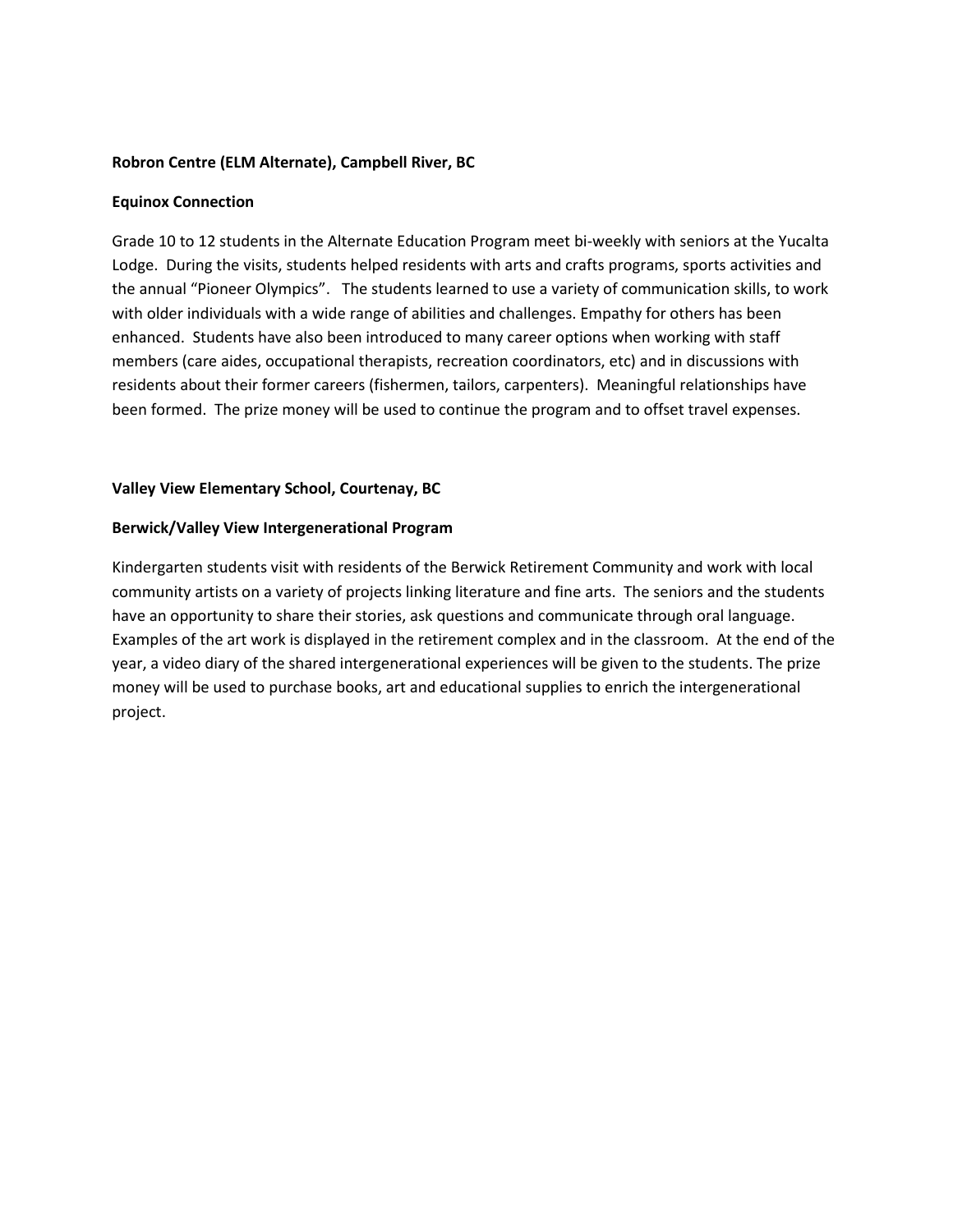**Robron Centre (ELM Alternate), Campbell River, BC**

**Equinox Connection**

Grade 10 to 12 students in the Alternate Education Program meet bi-weekly with seniors at the Yucalta Lodge. During the visits, students helped residents with arts and crafts programs, sports activities and the annual "Pioneer Olympics". The students learned to use a variety of communication skills, to work with older individuals with a wide range of abilities and challenges. Empathy for others has been enhanced. Students have also been introduced to many career options when working with staff members (care aides, occupational therapists, recreation coordinators, etc) and in discussions with residents about their former careers (fishermen, tailors, carpenters). Meaningful relationships have been formed. The prize money will be used to continue the program and to offset travel expenses.

**Valley View Elementary School, Courtenay, BC**

**Berwick/Valley View Intergenerational Program**

Kindergarten students visit with residents of the Berwick Retirement Community and work with local community artists on a variety of projects linking literature and fine arts. The seniors and the students have an opportunity to share their stories, ask questions and communicate through oral language. Examples of the art work is displayed in the retirement complex and in the classroom. At the end of the year, a video diary of the shared intergenerational experiences will be given to the students. The prize money will be used to purchase books, art and educational supplies to enrich the intergenerational project.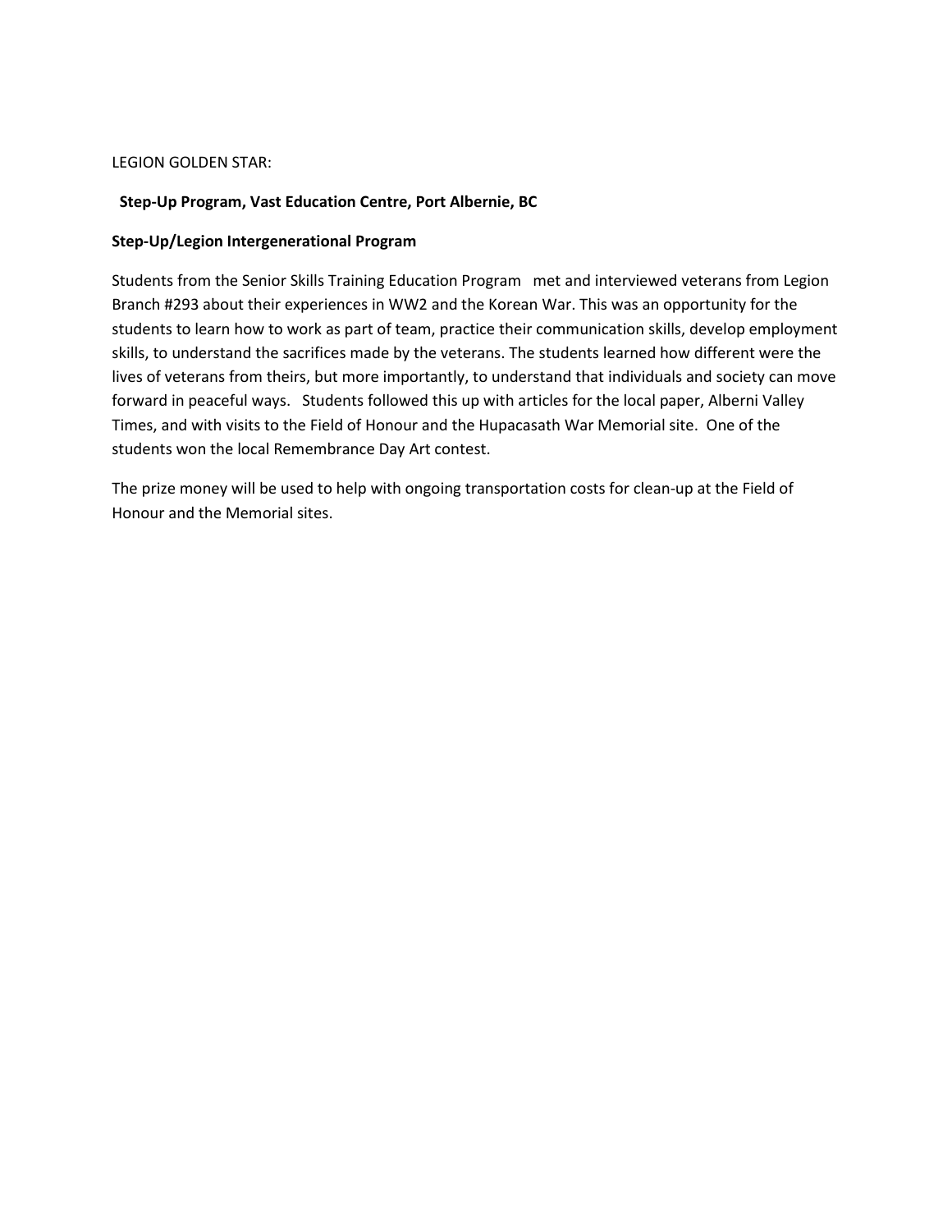LEGION GOLDEN STAR:

**Step-Up Program, Vast Education Centre, Port Albernie, BC**

**Step-Up/Legion Intergenerational Program**

Students from the Senior Skills Training Education Program met and interviewed veterans from Legion Branch #293 about their experiences in WW2 and the Korean War. This was an opportunity for the students to learn how to work as part of team, practice their communication skills, develop employment skills, to understand the sacrifices made by the veterans. The students learned how different were the lives of veterans from theirs, but more importantly, to understand that individuals and society can move forward in peaceful ways. Students followed this up with articles for the local paper, Alberni Valley Times, and with visits to the Field of Honour and the Hupacasath War Memorial site. One of the students won the local Remembrance Day Art contest.

The prize money will be used to help with ongoing transportation costs for clean-up at the Field of Honour and the Memorial sites.